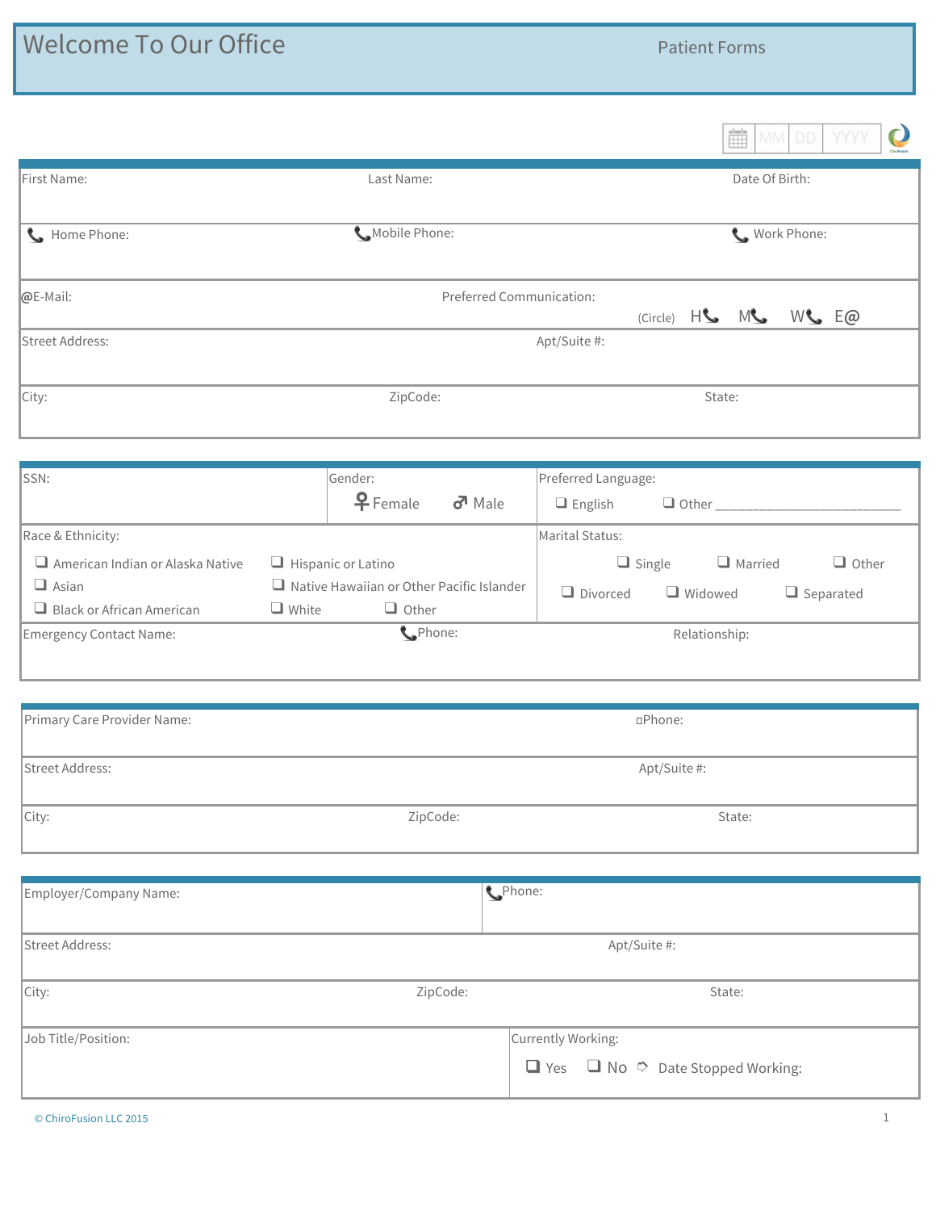# Welcome To Our Office

Patient Forms

MM DD YYYY

| First Name: | Last Name: | Date Of Birth: |
|---|---|---|
| Home Phone: | Mobile Phone: | Work Phone: |
| @E-Mail: | Preferred Communication: (Circle) H M W E@ | |
| Street Address: | Apt/Suite #: | |
| City: | ZipCode: | State: |

| SSN: | Gender: ♀ Female ♂ Male | Preferred Language: ❑ English ❑ Other ____________________________ |
|---|---|---|
| Race & Ethnicity: ❑ American Indian or Alaska Native ❑ Hispanic or Latino ❑ Asian ❑ Native Hawaiian or Other Pacific Islander ❑ Black or African American ❑ White ❑ Other | | Marital Status: ❑ Single ❑ Married ❑ Other ❑ Divorced ❑ Widowed ❑ Separated |
| Emergency Contact Name: | Phone: | Relationship: |

| Primary Care Provider Name: | | Phone: |
|---|---|---|
| Street Address: | | Apt/Suite #: |
| City: | ZipCode: | State: |

| Employer/Company Name: | Phone: | |
|---|---|---|
| Street Address: | Apt/Suite #: | |
| City: | ZipCode: | State: |
| Job Title/Position: | Currently Working: ❑ Yes ❑ No ➪ Date Stopped Working: | |

© ChiroFusion LLC 2015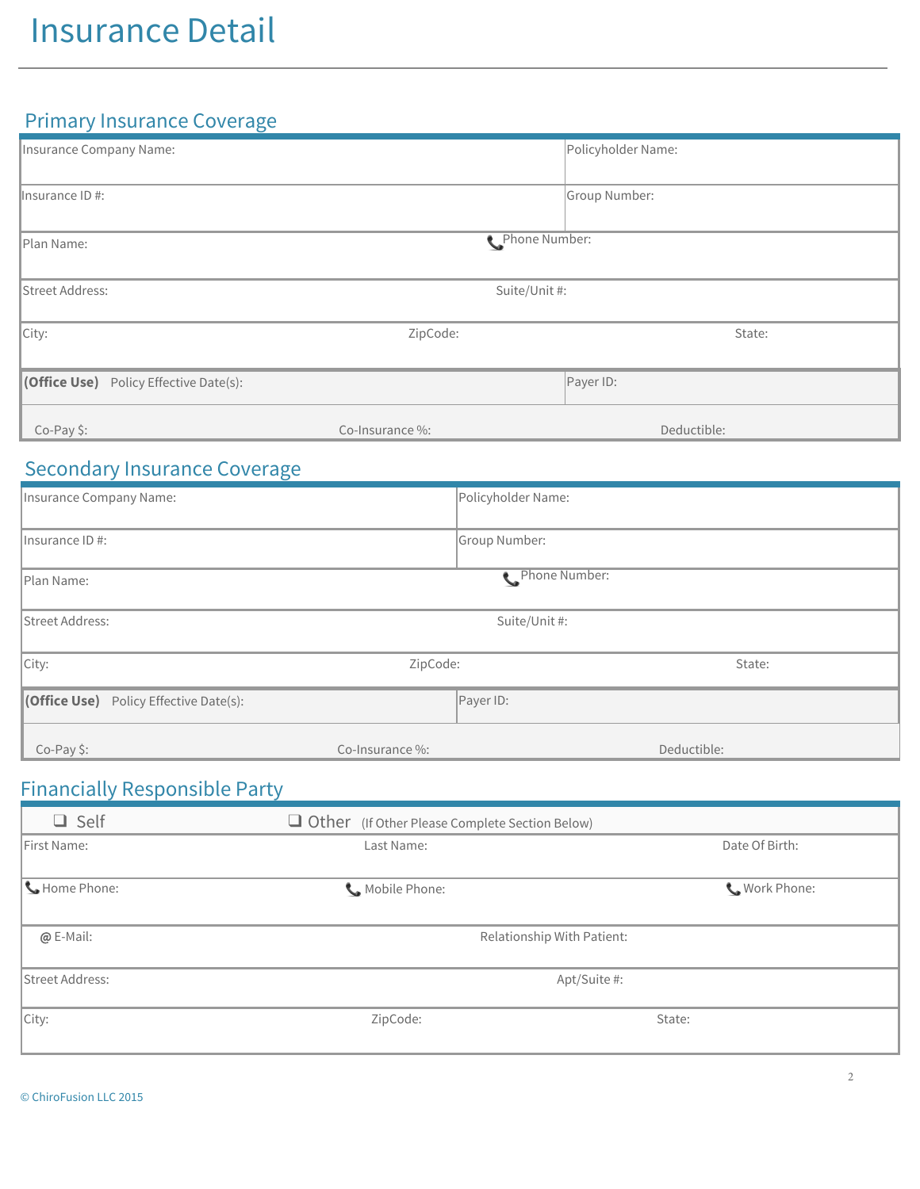# Insurance Detail

## Primary Insurance Coverage

| Insurance Company Name: | | Policyholder Name: |
|---|---|---|
| Insurance ID #: | | Group Number: |
| Plan Name: | | 📞 Phone Number: |
| Street Address: | | Suite/Unit #: |
| City: | ZipCode: | State: |
| **(Office Use)** Policy Effective Date(s): | | Payer ID: |
| Co-Pay $: | Co-Insurance %: | Deductible: |

## Secondary Insurance Coverage

| Insurance Company Name: | | Policyholder Name: |
|---|---|---|
| Insurance ID #: | | Group Number: |
| Plan Name: | | 📞 Phone Number: |
| Street Address: | | Suite/Unit #: |
| City: | ZipCode: | State: |
| **(Office Use)** Policy Effective Date(s): | | Payer ID: |
| Co-Pay $: | Co-Insurance %: | Deductible: |

## Financially Responsible Party

| ❑ Self | ❑ Other (If Other Please Complete Section Below) | |
|---|---|---|
| First Name: | Last Name: | Date Of Birth: |
| 📞 Home Phone: | 📞 Mobile Phone: | 📞 Work Phone: |
| @ E-Mail: | Relationship With Patient: | |
| Street Address: | Apt/Suite #: | |
| City: | ZipCode: | State: |

© ChiroFusion LLC 2015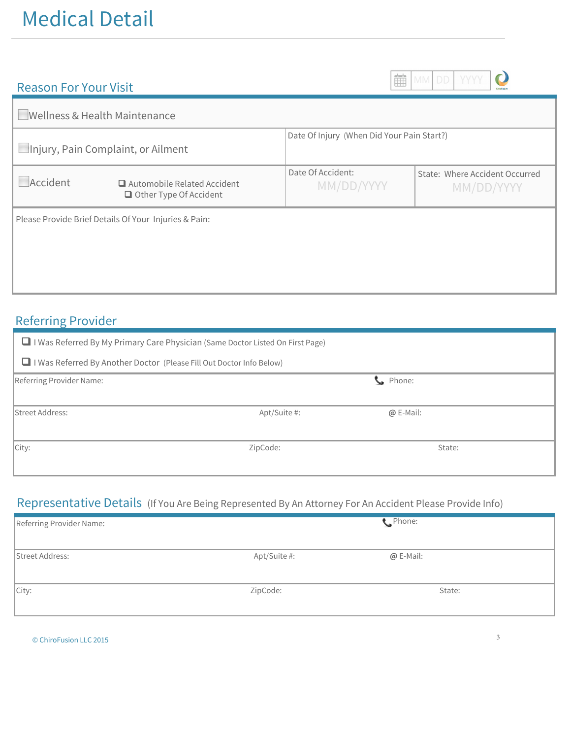# Medical Detail

MM DD YYYY

## Reason For Your Visit

| | | |
|---|---|---|
| ☐ Wellness & Health Maintenance | | |
| ☐ Injury, Pain Complaint, or Ailment | Date Of Injury (When Did Your Pain Start?) | |
| ☐ Accident ❑ Automobile Related Accident ❑ Other Type Of Accident | Date Of Accident: MM/DD/YYYY | State: Where Accident Occurred MM/DD/YYYY |
| Please Provide Brief Details Of Your Injuries & Pain: | | |

## Referring Provider

❑ I Was Referred By My Primary Care Physician (Same Doctor Listed On First Page)

❑ I Was Referred By Another Doctor (Please Fill Out Doctor Info Below)

| | | |
|---|---|---|
| Referring Provider Name: | | Phone: |
| Street Address: | Apt/Suite #: | @ E-Mail: |
| City: | ZipCode: | State: |

## Representative Details (If You Are Being Represented By An Attorney For An Accident Please Provide Info)

| | | |
|---|---|---|
| Referring Provider Name: | | Phone: |
| Street Address: | Apt/Suite #: | @ E-Mail: |
| City: | ZipCode: | State: |

© ChiroFusion LLC 2015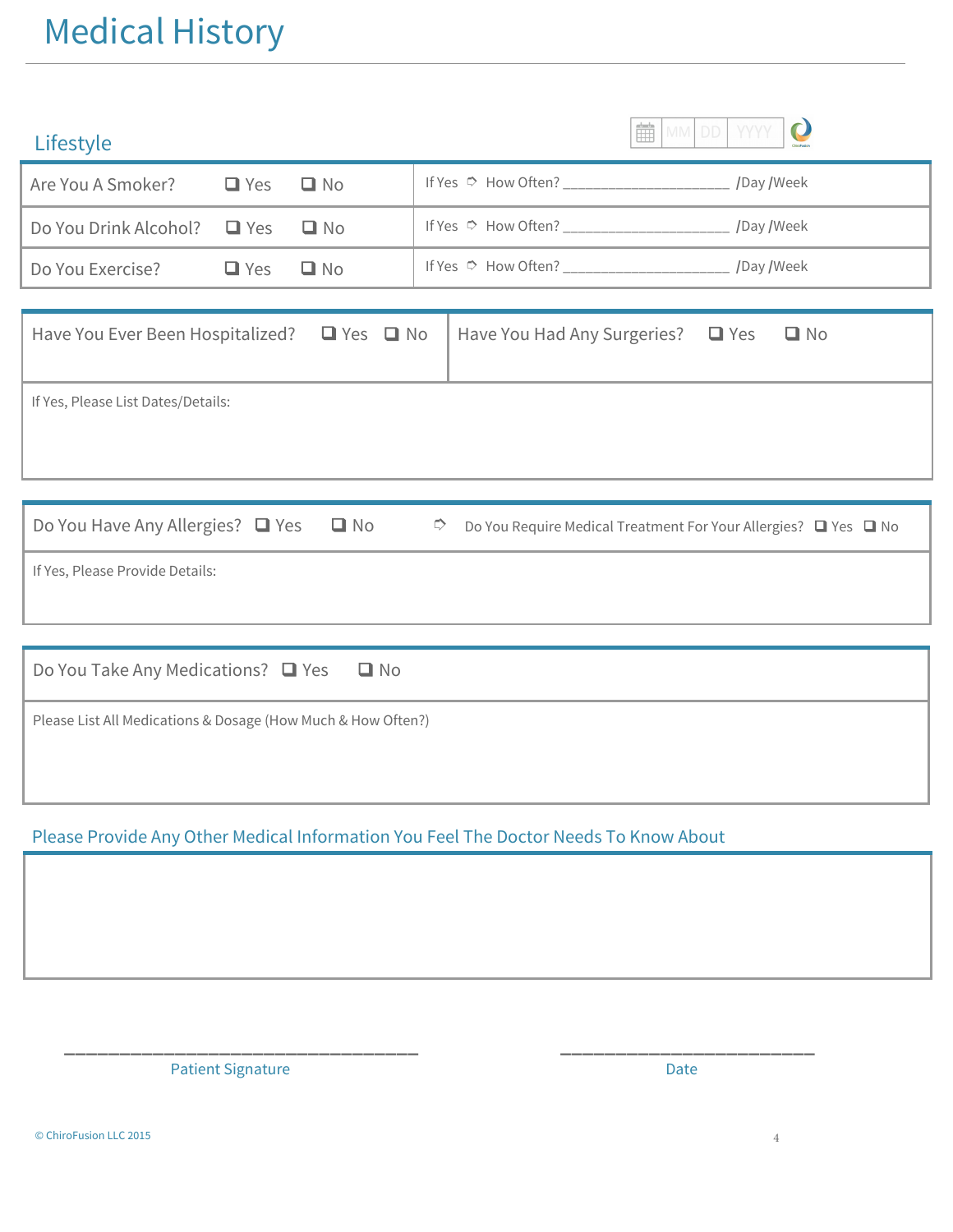# Medical History

MM DD YYYY

## Lifestyle

| | | | |
|---|---|---|---|
| Are You A Smoker? | ❑ Yes | ❑ No | If Yes ➪ How Often? ____________________ /Day /Week |
| Do You Drink Alcohol? | ❑ Yes | ❑ No | If Yes ➪ How Often? ____________________ /Day /Week |
| Do You Exercise? | ❑ Yes | ❑ No | If Yes ➪ How Often? ____________________ /Day /Week |

Have You Ever Been Hospitalized? ❑ Yes ❑ No

Have You Had Any Surgeries? ❑ Yes ❑ No

If Yes, Please List Dates/Details:

Do You Have Any Allergies? ❑ Yes ❑ No ➪ Do You Require Medical Treatment For Your Allergies? ❑ Yes ❑ No

If Yes, Please Provide Details:

Do You Take Any Medications? ❑ Yes ❑ No

Please List All Medications & Dosage (How Much & How Often?)

## Please Provide Any Other Medical Information You Feel The Doctor Needs To Know About

___________________________________ Patient Signature

_________________________ Date

© ChiroFusion LLC 2015